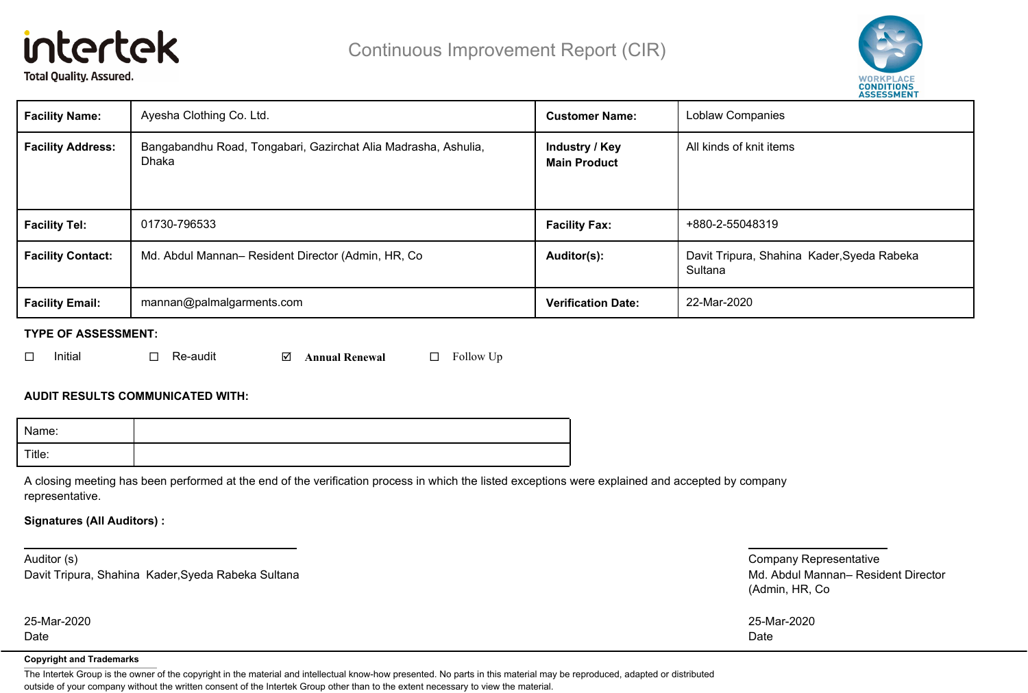intertek
Total Quality. Assured.

# Continuous Improvement Report (CIR)

WORKPLACE CONDITIONS ASSESSMENT

| **Facility Name:** | Ayesha Clothing Co. Ltd. | **Customer Name:** | Loblaw Companies |
|---|---|---|---|
| **Facility Address:** | Bangabandhu Road, Tongabari, Gazirchat Alia Madrasha, Ashulia, Dhaka | **Industry / Key Main Product** | All kinds of knit items |
| **Facility Tel:** | 01730-796533 | **Facility Fax:** | +880-2-55048319 |
| **Facility Contact:** | Md. Abdul Mannan– Resident Director (Admin, HR, Co | **Auditor(s):** | Davit Tripura, Shahina Kader,Syeda Rabeka Sultana |
| **Facility Email:** | mannan@palmalgarments.com | **Verification Date:** | 22-Mar-2020 |

**TYPE OF ASSESSMENT:**

☐ Initial ☐ Re-audit ☑ **Annual Renewal** ☐ Follow Up

**AUDIT RESULTS COMMUNICATED WITH:**

| Name: | |
|---|---|
| Title: | |

A closing meeting has been performed at the end of the verification process in which the listed exceptions were explained and accepted by company representative.

**Signatures (All Auditors) :**

Auditor (s)
Davit Tripura, Shahina Kader,Syeda Rabeka Sultana

25-Mar-2020
Date

Company Representative
Md. Abdul Mannan– Resident Director
(Admin, HR, Co

25-Mar-2020
Date

**Copyright and Trademarks**

The Intertek Group is the owner of the copyright in the material and intellectual know-how presented. No parts in this material may be reproduced, adapted or distributed outside of your company without the written consent of the Intertek Group other than to the extent necessary to view the material.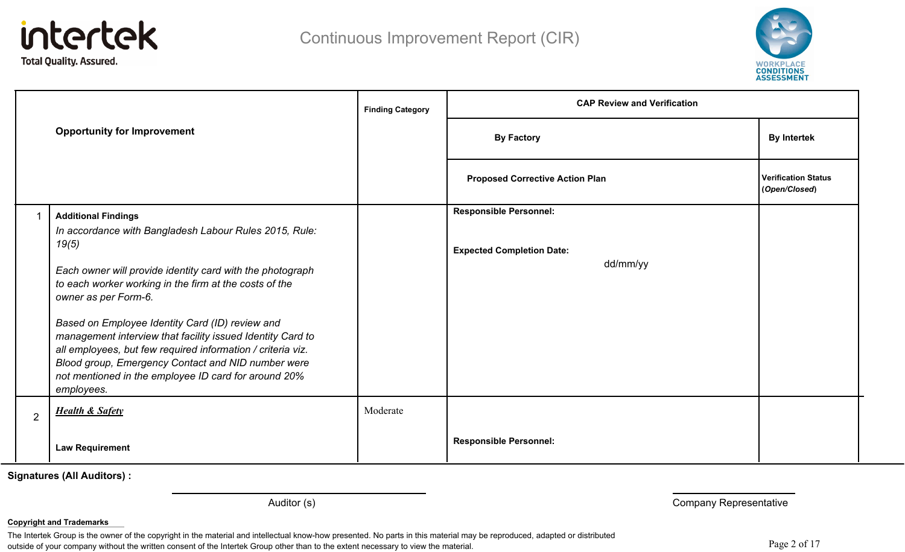# Continuous Improvement Report (CIR)

| | Opportunity for Improvement | Finding Category | CAP Review and Verification | |
|---|---|---|---|---|
| | | | **By Factory** | **By Intertek** |
| | | | **Proposed Corrective Action Plan** | **Verification Status (*Open/Closed*)** |
| 1 | **Additional Findings**<br>*In accordance with Bangladesh Labour Rules 2015, Rule: 19(5)*<br><br>*Each owner will provide identity card with the photograph to each worker working in the firm at the costs of the owner as per Form-6.*<br><br>*Based on Employee Identity Card (ID) review and management interview that facility issued Identity Card to all employees, but few required information / criteria viz. Blood group, Emergency Contact and NID number were not mentioned in the employee ID card for around 20% employees.* | | **Responsible Personnel:**<br><br>**Expected Completion Date:**<br>dd/mm/yy | |
| 2 | ***Health & Safety***<br><br>**Law Requirement** | Moderate | **Responsible Personnel:** | |

**Signatures (All Auditors) :**

Auditor (s)

Company Representative

**Copyright and Trademarks**

The Intertek Group is the owner of the copyright in the material and intellectual know-how presented. No parts in this material may be reproduced, adapted or distributed outside of your company without the written consent of the Intertek Group other than to the extent necessary to view the material.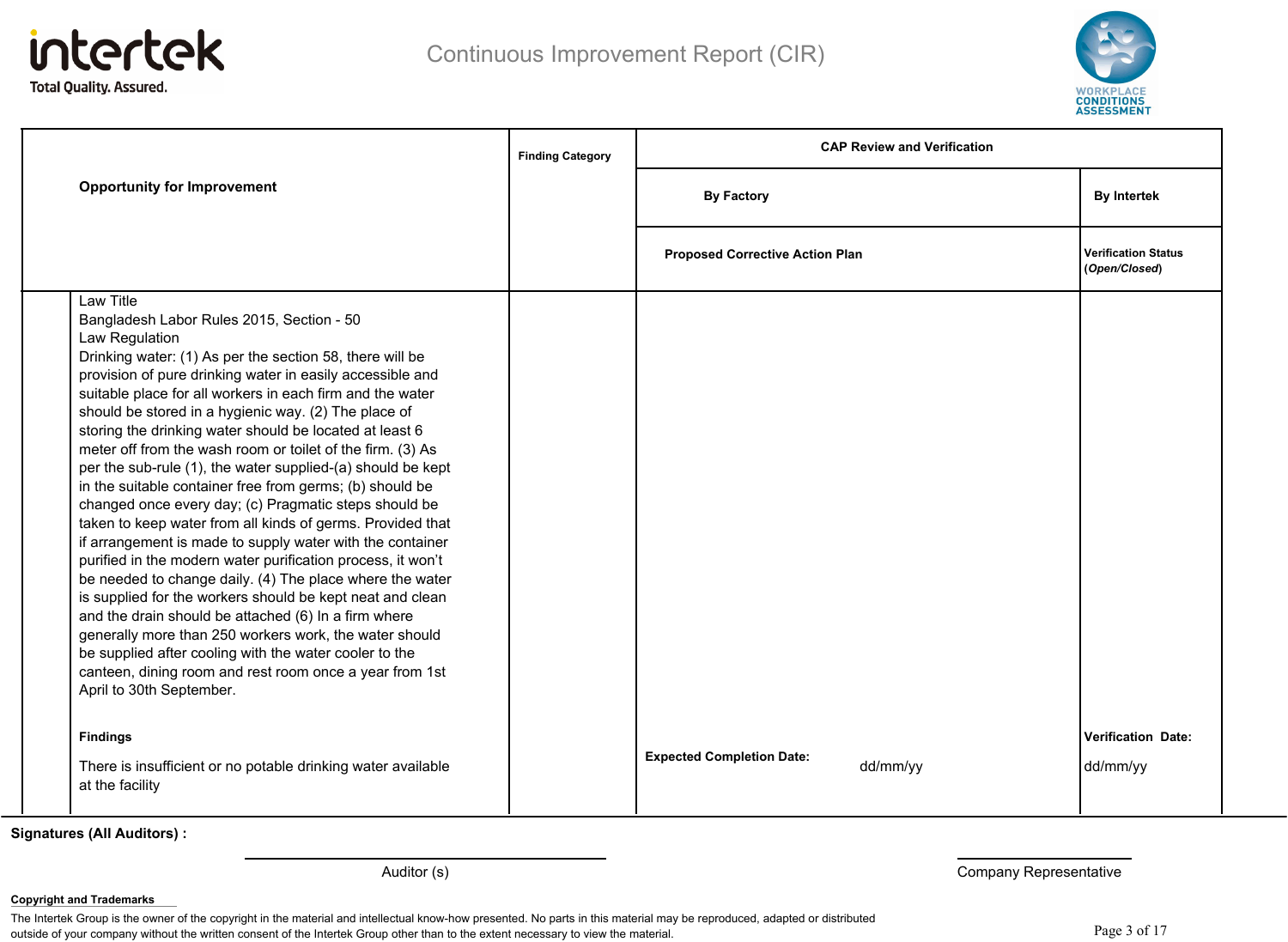Continuous Improvement Report (CIR)

| Opportunity for Improvement | Finding Category | CAP Review and Verification | |
|---|---|---|---|
| | | By Factory | By Intertek |
| | | Proposed Corrective Action Plan | Verification Status (*Open/Closed*) |
| Law Title<br>Bangladesh Labor Rules 2015, Section - 50<br>Law Regulation<br>Drinking water: (1) As per the section 58, there will be provision of pure drinking water in easily accessible and suitable place for all workers in each firm and the water should be stored in a hygienic way. (2) The place of storing the drinking water should be located at least 6 meter off from the wash room or toilet of the firm. (3) As per the sub-rule (1), the water supplied-(a) should be kept in the suitable container free from germs; (b) should be changed once every day; (c) Pragmatic steps should be taken to keep water from all kinds of germs. Provided that if arrangement is made to supply water with the container purified in the modern water purification process, it won't be needed to change daily. (4) The place where the water is supplied for the workers should be kept neat and clean and the drain should be attached (6) In a firm where generally more than 250 workers work, the water should be supplied after cooling with the water cooler to the canteen, dining room and rest room once a year from 1st April to 30th September.<br><br>**Findings**<br>There is insufficient or no potable drinking water available at the facility | | **Expected Completion Date:** dd/mm/yy | **Verification Date:** dd/mm/yy |

**Signatures (All Auditors) :**

Auditor (s) &nbsp;&nbsp;&nbsp;&nbsp;&nbsp;&nbsp;&nbsp;&nbsp; Company Representative

**Copyright and Trademarks**

The Intertek Group is the owner of the copyright in the material and intellectual know-how presented. No parts in this material may be reproduced, adapted or distributed outside of your company without the written consent of the Intertek Group other than to the extent necessary to view the material.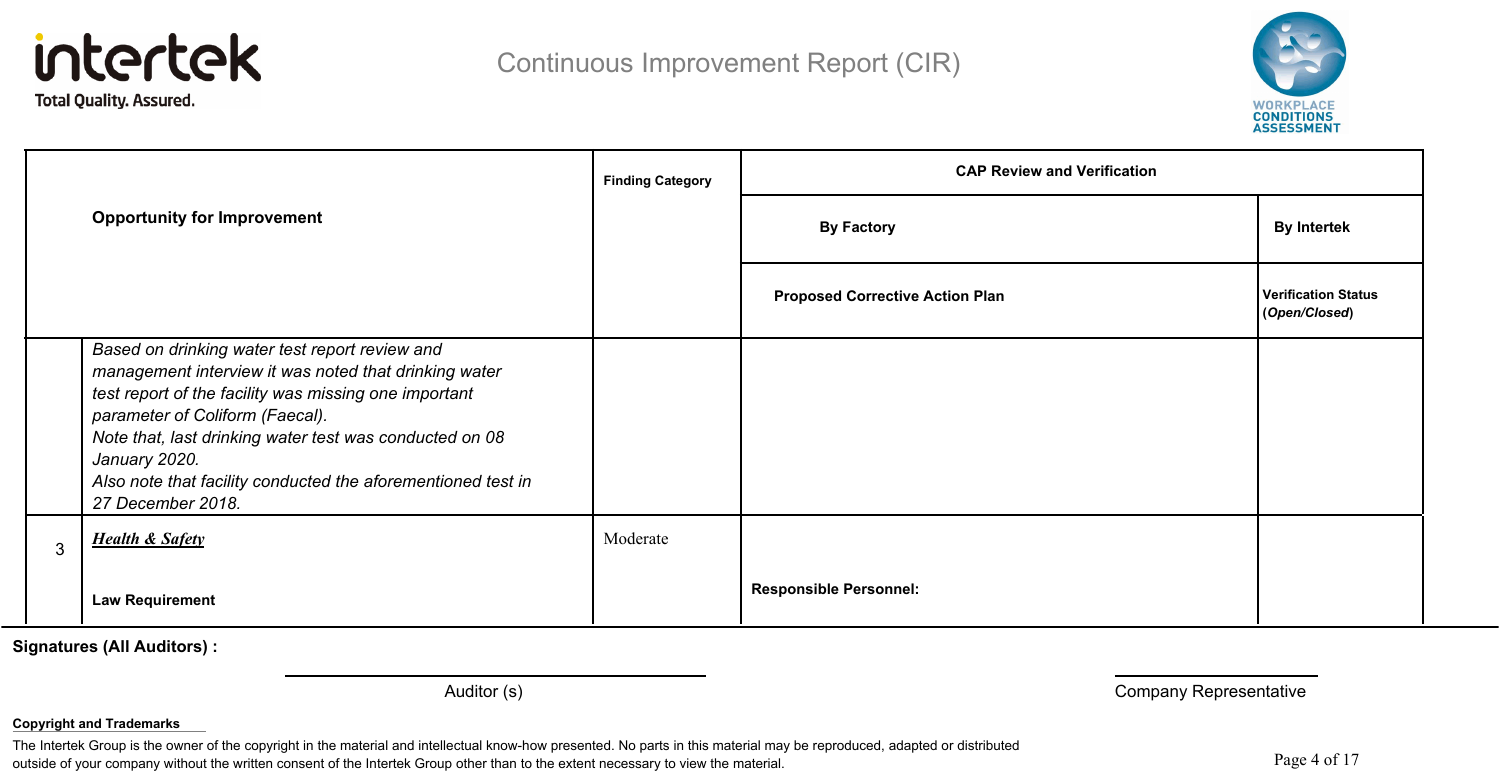# Continuous Improvement Report (CIR)

| | Opportunity for Improvement | Finding Category | CAP Review and Verification | |
|---|---|---|---|---|
| | | | **By Factory** | **By Intertek** |
| | | | **Proposed Corrective Action Plan** | **Verification Status (*Open/Closed*)** |
| | *Based on drinking water test report review and management interview it was noted that drinking water test report of the facility was missing one important parameter of Coliform (Faecal).* *Note that, last drinking water test was conducted on 08 January 2020.* *Also note that facility conducted the aforementioned test in 27 December 2018.* | | | |
| 3 | ***Health & Safety*** **Law Requirement** | Moderate | **Responsible Personnel:** | |

**Signatures (All Auditors) :**

Auditor (s)

Company Representative

**Copyright and Trademarks**

The Intertek Group is the owner of the copyright in the material and intellectual know-how presented. No parts in this material may be reproduced, adapted or distributed outside of your company without the written consent of the Intertek Group other than to the extent necessary to view the material.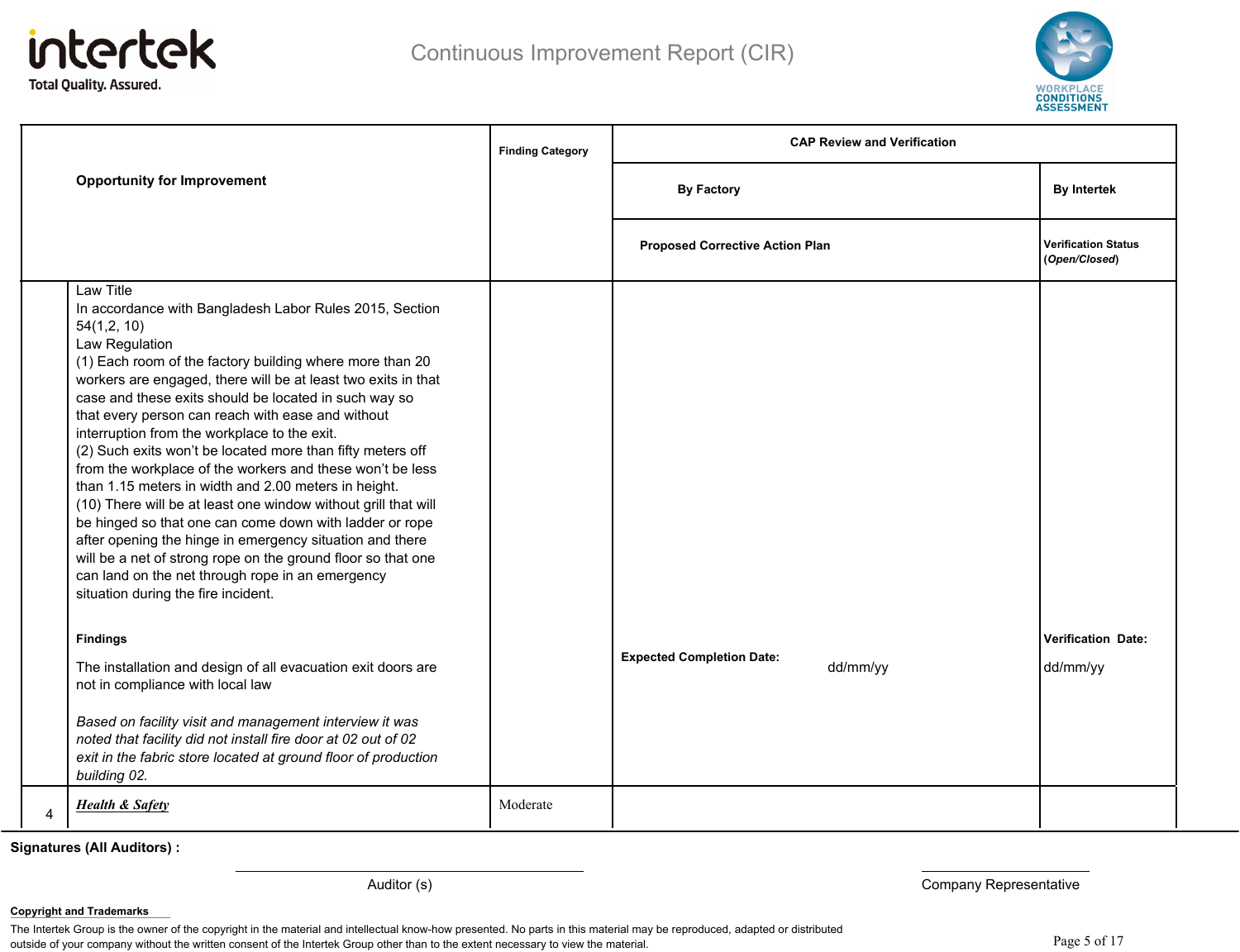# Continuous Improvement Report (CIR)

| | Opportunity for Improvement | Finding Category | CAP Review and Verification – By Factory: Proposed Corrective Action Plan | CAP Review and Verification – By Intertek: Verification Status (*Open/Closed*) |
|---|---|---|---|---|
| | Law Title<br>In accordance with Bangladesh Labor Rules 2015, Section 54(1,2, 10)<br>Law Regulation<br>(1) Each room of the factory building where more than 20 workers are engaged, there will be at least two exits in that case and these exits should be located in such way so that every person can reach with ease and without interruption from the workplace to the exit.<br>(2) Such exits won't be located more than fifty meters off from the workplace of the workers and these won't be less than 1.15 meters in width and 2.00 meters in height.<br>(10) There will be at least one window without grill that will be hinged so that one can come down with ladder or rope after opening the hinge in emergency situation and there will be a net of strong rope on the ground floor so that one can land on the net through rope in an emergency situation during the fire incident.<br><br>**Findings**<br>The installation and design of all evacuation exit doors are not in compliance with local law<br><br>*Based on facility visit and management interview it was noted that facility did not install fire door at 02 out of 02 exit in the fabric store located at ground floor of production building 02.* | | **Expected Completion Date:** dd/mm/yy | **Verification Date:** dd/mm/yy |
| 4 | ***Health & Safety*** | Moderate | | |

**Signatures (All Auditors) :**

Auditor (s)

Company Representative

**Copyright and Trademarks**

The Intertek Group is the owner of the copyright in the material and intellectual know-how presented. No parts in this material may be reproduced, adapted or distributed outside of your company without the written consent of the Intertek Group other than to the extent necessary to view the material.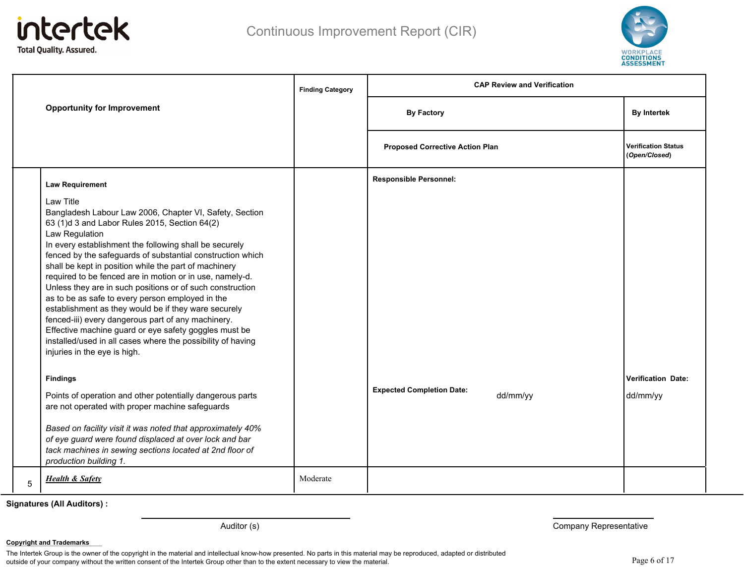# Continuous Improvement Report (CIR)

| | Opportunity for Improvement | Finding Category | CAP Review and Verification | |
|---|---|---|---|---|
| | | | By Factory | By Intertek |
| | | | Proposed Corrective Action Plan | Verification Status (*Open/Closed*) |
| | **Law Requirement**<br><br>Law Title<br>Bangladesh Labour Law 2006, Chapter VI, Safety, Section 63 (1)d 3 and Labor Rules 2015, Section 64(2)<br>Law Regulation<br>In every establishment the following shall be securely fenced by the safeguards of substantial construction which shall be kept in position while the part of machinery required to be fenced are in motion or in use, namely-d. Unless they are in such positions or of such construction as to be as safe to every person employed in the establishment as they would be if they ware securely fenced-iii) every dangerous part of any machinery. Effective machine guard or eye safety goggles must be installed/used in all cases where the possibility of having injuries in the eye is high.<br><br>**Findings**<br><br>Points of operation and other potentially dangerous parts are not operated with proper machine safeguards<br><br>*Based on facility visit it was noted that approximately 40% of eye guard were found displaced at over lock and bar tack machines in sewing sections located at 2nd floor of production building 1.* | | **Responsible Personnel:**<br><br>**Expected Completion Date:** dd/mm/yy | **Verification Date:**<br>dd/mm/yy |
| 5 | ***Health & Safety*** | Moderate | | |

**Signatures (All Auditors) :**

Auditor (s) &nbsp;&nbsp;&nbsp;&nbsp;&nbsp;&nbsp;&nbsp;&nbsp;&nbsp;&nbsp;&nbsp;&nbsp;&nbsp;&nbsp;&nbsp;&nbsp;&nbsp;&nbsp;&nbsp;&nbsp; Company Representative

**Copyright and Trademarks**

The Intertek Group is the owner of the copyright in the material and intellectual know-how presented. No parts in this material may be reproduced, adapted or distributed outside of your company without the written consent of the Intertek Group other than to the extent necessary to view the material.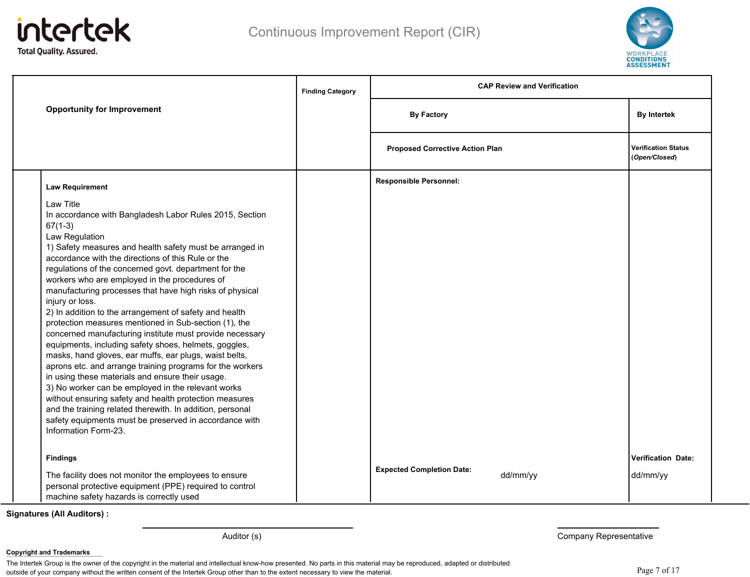# Continuous Improvement Report (CIR)

| Opportunity for Improvement | Finding Category | CAP Review and Verification | |
|---|---|---|---|
| | | By Factory | By Intertek |
| | | Proposed Corrective Action Plan | Verification Status (*Open/Closed*) |
| **Law Requirement**<br><br>Law Title<br>In accordance with Bangladesh Labor Rules 2015, Section 67(1-3)<br>Law Regulation<br>1) Safety measures and health safety must be arranged in accordance with the directions of this Rule or the regulations of the concerned govt. department for the workers who are employed in the procedures of manufacturing processes that have high risks of physical injury or loss.<br>2) In addition to the arrangement of safety and health protection measures mentioned in Sub-section (1), the concerned manufacturing institute must provide necessary equipments, including safety shoes, helmets, goggles, masks, hand gloves, ear muffs, ear plugs, waist belts, aprons etc. and arrange training programs for the workers in using these materials and ensure their usage.<br>3) No worker can be employed in the relevant works without ensuring safety and health protection measures and the training related therewith. In addition, personal safety equipments must be preserved in accordance with Information Form-23.<br><br>**Findings**<br><br>The facility does not monitor the employees to ensure personal protective equipment (PPE) required to control machine safety hazards is correctly used | | **Responsible Personnel:**<br><br>**Expected Completion Date:** dd/mm/yy | **Verification Date:**<br>dd/mm/yy |

**Signatures (All Auditors) :**

Auditor (s)

Company Representative

**Copyright and Trademarks**

The Intertek Group is the owner of the copyright in the material and intellectual know-how presented. No parts in this material may be reproduced, adapted or distributed outside of your company without the written consent of the Intertek Group other than to the extent necessary to view the material.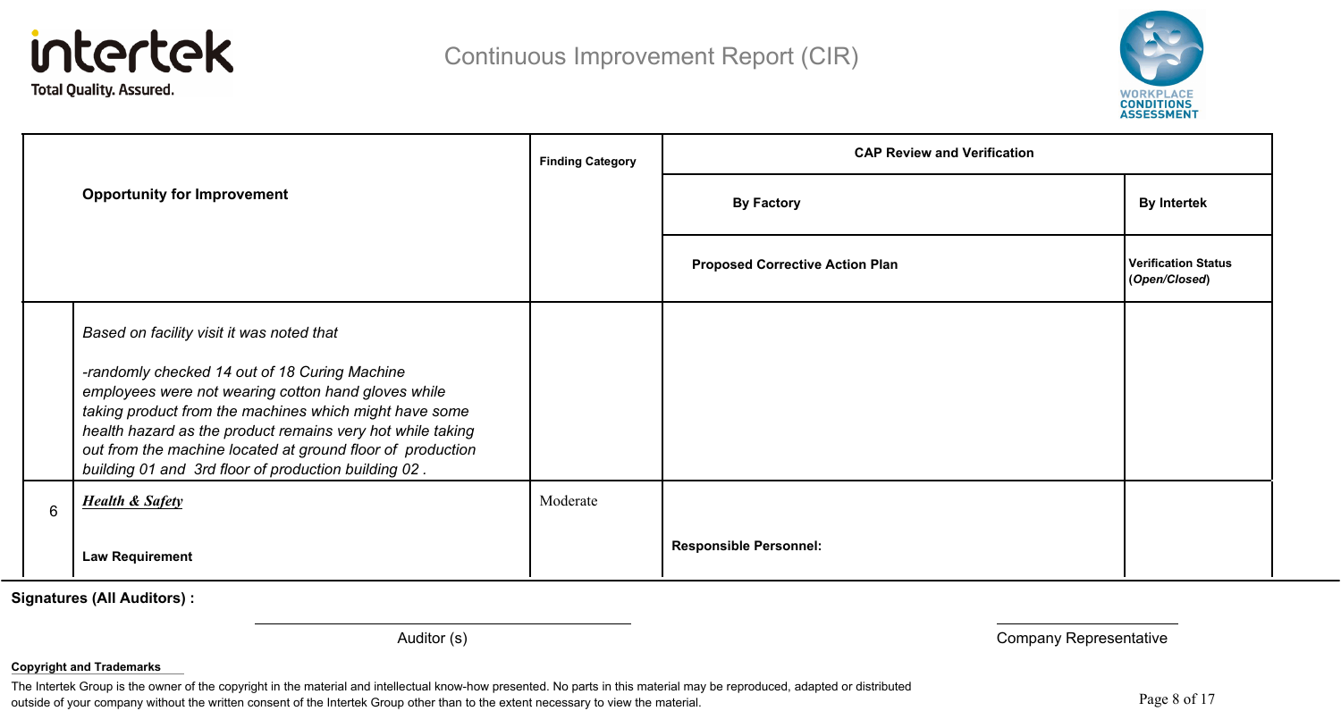# Continuous Improvement Report (CIR)

| | Opportunity for Improvement | Finding Category | CAP Review and Verification | |
|---|---|---|---|---|
| | | | **By Factory** | **By Intertek** |
| | | | **Proposed Corrective Action Plan** | **Verification Status (*Open/Closed*)** |
| | *Based on facility visit it was noted that*<br><br>*-randomly checked 14 out of 18 Curing Machine employees were not wearing cotton hand gloves while taking product from the machines which might have some health hazard as the product remains very hot while taking out from the machine located at ground floor of production building 01 and 3rd floor of production building 02 .* | | | |
| 6 | ***Health & Safety***<br><br>**Law Requirement** | Moderate | **Responsible Personnel:** | |

**Signatures (All Auditors) :**

Auditor (s) Company Representative

**Copyright and Trademarks**

The Intertek Group is the owner of the copyright in the material and intellectual know-how presented. No parts in this material may be reproduced, adapted or distributed outside of your company without the written consent of the Intertek Group other than to the extent necessary to view the material.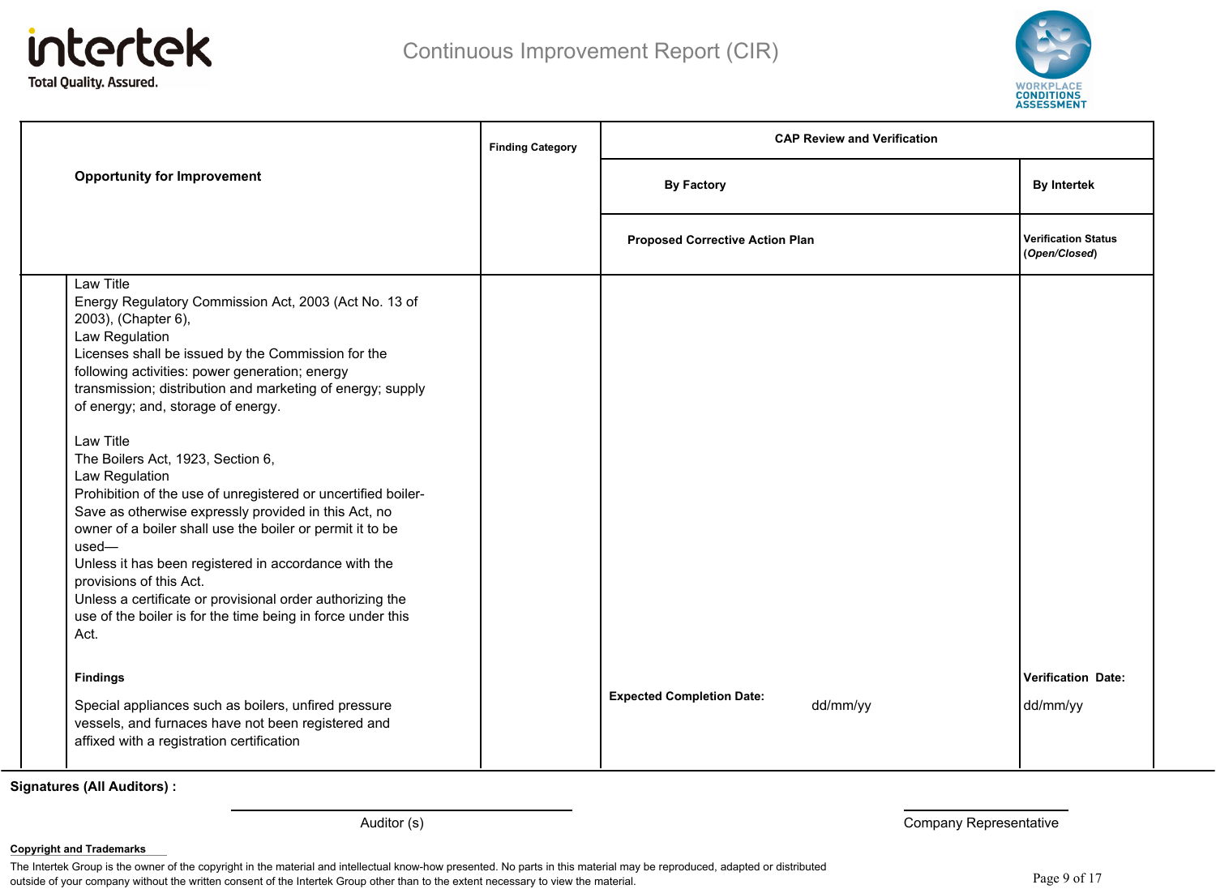# Continuous Improvement Report (CIR)

| Opportunity for Improvement | Finding Category | CAP Review and Verification | |
|---|---|---|---|
| | | By Factory | By Intertek |
| | | Proposed Corrective Action Plan | Verification Status (*Open/Closed*) |
| Law Title<br>Energy Regulatory Commission Act, 2003 (Act No. 13 of 2003), (Chapter 6),<br>Law Regulation<br>Licenses shall be issued by the Commission for the following activities: power generation; energy transmission; distribution and marketing of energy; supply of energy; and, storage of energy.<br><br>Law Title<br>The Boilers Act, 1923, Section 6,<br>Law Regulation<br>Prohibition of the use of unregistered or uncertified boiler- Save as otherwise expressly provided in this Act, no owner of a boiler shall use the boiler or permit it to be used—<br>Unless it has been registered in accordance with the provisions of this Act.<br>Unless a certificate or provisional order authorizing the use of the boiler is for the time being in force under this Act.<br><br>**Findings**<br>Special appliances such as boilers, unfired pressure vessels, and furnaces have not been registered and affixed with a registration certification | | **Expected Completion Date:** dd/mm/yy | **Verification Date:** dd/mm/yy |

**Signatures (All Auditors) :**

Auditor (s)

Company Representative

**Copyright and Trademarks**

The Intertek Group is the owner of the copyright in the material and intellectual know-how presented. No parts in this material may be reproduced, adapted or distributed outside of your company without the written consent of the Intertek Group other than to the extent necessary to view the material.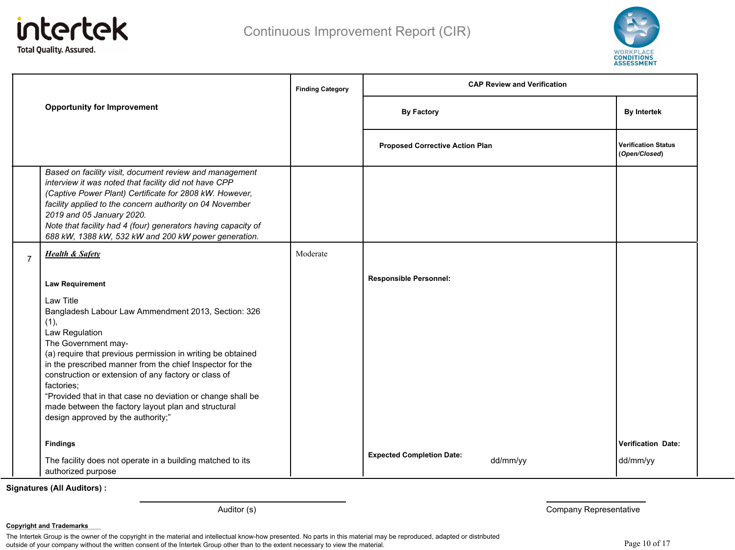# Continuous Improvement Report (CIR)

| | Opportunity for Improvement | Finding Category | CAP Review and Verification — By Factory: Proposed Corrective Action Plan | CAP Review and Verification — By Intertek: Verification Status (*Open/Closed*) |
|---|---|---|---|---|
| | *Based on facility visit, document review and management interview it was noted that facility did not have CPP (Captive Power Plant) Certificate for 2808 kW. However, facility applied to the concern authority on 04 November 2019 and 05 January 2020.*<br>*Note that facility had 4 (four) generators having capacity of 688 kW, 1388 kW, 532 kW and 200 kW power generation.* | | | |
| 7 | ***Health & Safety***<br><br>**Law Requirement**<br><br>Law Title<br>Bangladesh Labour Law Ammendment 2013, Section: 326 (1),<br>Law Regulation<br>The Government may-<br>(a) require that previous permission in writing be obtained in the prescribed manner from the chief Inspector for the construction or extension of any factory or class of factories;<br>"Provided that in that case no deviation or change shall be made between the factory layout plan and structural design approved by the authority;"<br><br>**Findings**<br><br>The facility does not operate in a building matched to its authorized purpose | Moderate | **Responsible Personnel:**<br><br>**Expected Completion Date:** dd/mm/yy | **Verification Date:**<br>dd/mm/yy |

**Signatures (All Auditors) :**

Auditor (s) — Company Representative

**Copyright and Trademarks**

The Intertek Group is the owner of the copyright in the material and intellectual know-how presented. No parts in this material may be reproduced, adapted or distributed outside of your company without the written consent of the Intertek Group other than to the extent necessary to view the material.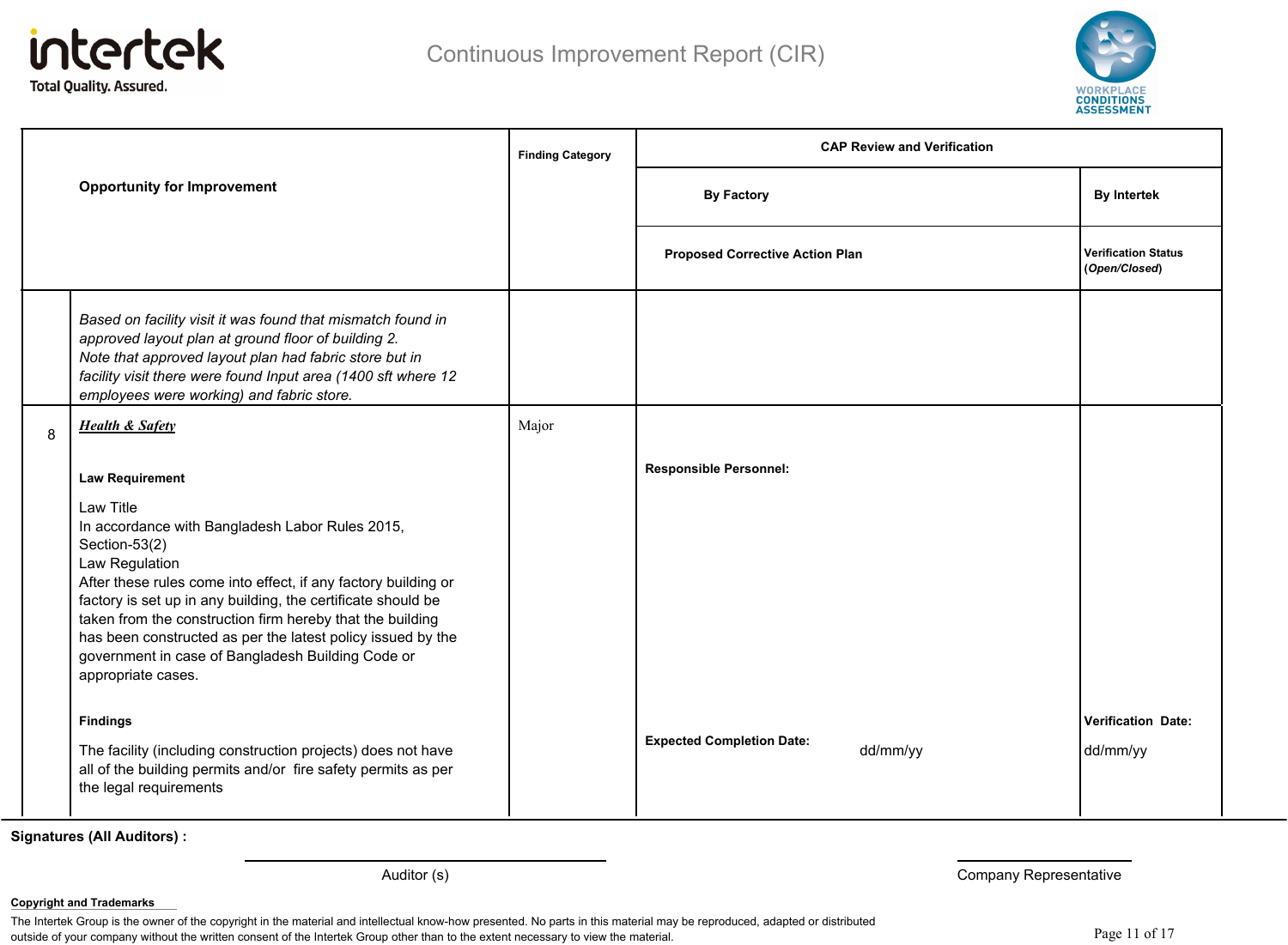# Continuous Improvement Report (CIR)

| | Opportunity for Improvement | Finding Category | CAP Review and Verification | |
|---|---|---|---|---|
| | | | By Factory | By Intertek |
| | | | Proposed Corrective Action Plan | Verification Status (*Open/Closed*) |
| | *Based on facility visit it was found that mismatch found in approved layout plan at ground floor of building 2. Note that approved layout plan had fabric store but in facility visit there were found Input area (1400 sft where 12 employees were working) and fabric store.* | | | |
| 8 | ***Health & Safety***<br><br>**Law Requirement**<br><br>Law Title<br>In accordance with Bangladesh Labor Rules 2015, Section-53(2)<br>Law Regulation<br>After these rules come into effect, if any factory building or factory is set up in any building, the certificate should be taken from the construction firm hereby that the building has been constructed as per the latest policy issued by the government in case of Bangladesh Building Code or appropriate cases.<br><br>**Findings**<br><br>The facility (including construction projects) does not have all of the building permits and/or fire safety permits as per the legal requirements | Major | **Responsible Personnel:**<br><br>**Expected Completion Date:** dd/mm/yy | **Verification Date:**<br>dd/mm/yy |

**Signatures (All Auditors) :**

Auditor (s)

Company Representative

**Copyright and Trademarks**

The Intertek Group is the owner of the copyright in the material and intellectual know-how presented. No parts in this material may be reproduced, adapted or distributed outside of your company without the written consent of the Intertek Group other than to the extent necessary to view the material.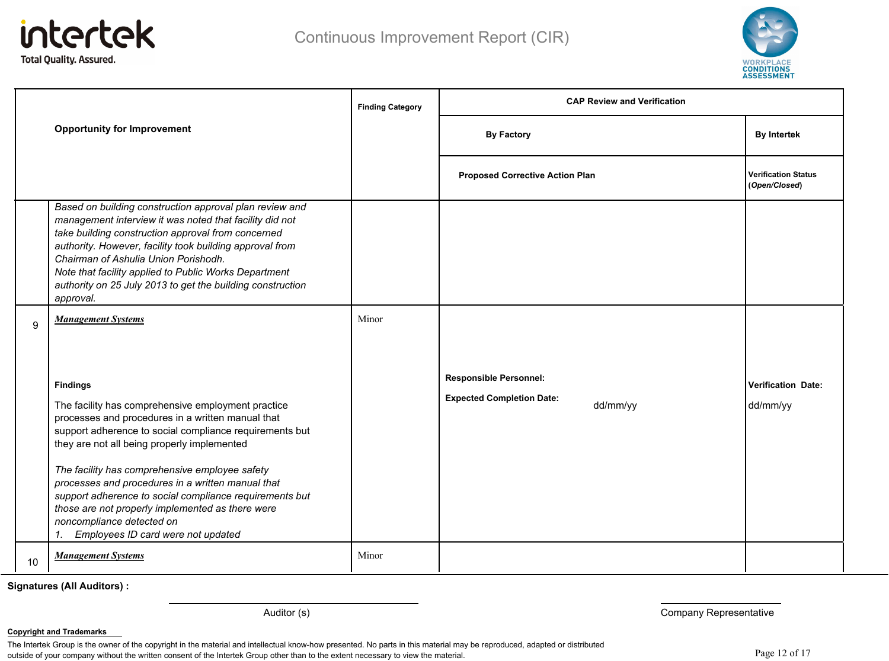# Continuous Improvement Report (CIR)

| | Opportunity for Improvement | Finding Category | CAP Review and Verification | |
|---|---|---|---|---|
| | | | **By Factory** | **By Intertek** |
| | | | **Proposed Corrective Action Plan** | **Verification Status (*Open/Closed*)** |
| | *Based on building construction approval plan review and management interview it was noted that facility did not take building construction approval from concerned authority. However, facility took building approval from Chairman of Ashulia Union Porishodh.*<br>*Note that facility applied to Public Works Department authority on 25 July 2013 to get the building construction approval.* | | | |
| 9 | ***Management Systems***<br><br>**Findings**<br><br>The facility has comprehensive employment practice processes and procedures in a written manual that support adherence to social compliance requirements but they are not all being properly implemented<br><br>*The facility has comprehensive employee safety processes and procedures in a written manual that support adherence to social compliance requirements but those are not properly implemented as there were noncompliance detected on*<br>*1. Employees ID card were not updated* | Minor | **Responsible Personnel:**<br><br>**Expected Completion Date:** dd/mm/yy | **Verification Date:**<br><br>dd/mm/yy |
| 10 | ***Management Systems*** | Minor | | |

**Signatures (All Auditors) :**

Auditor (s)

Company Representative

**Copyright and Trademarks**

The Intertek Group is the owner of the copyright in the material and intellectual know-how presented. No parts in this material may be reproduced, adapted or distributed outside of your company without the written consent of the Intertek Group other than to the extent necessary to view the material.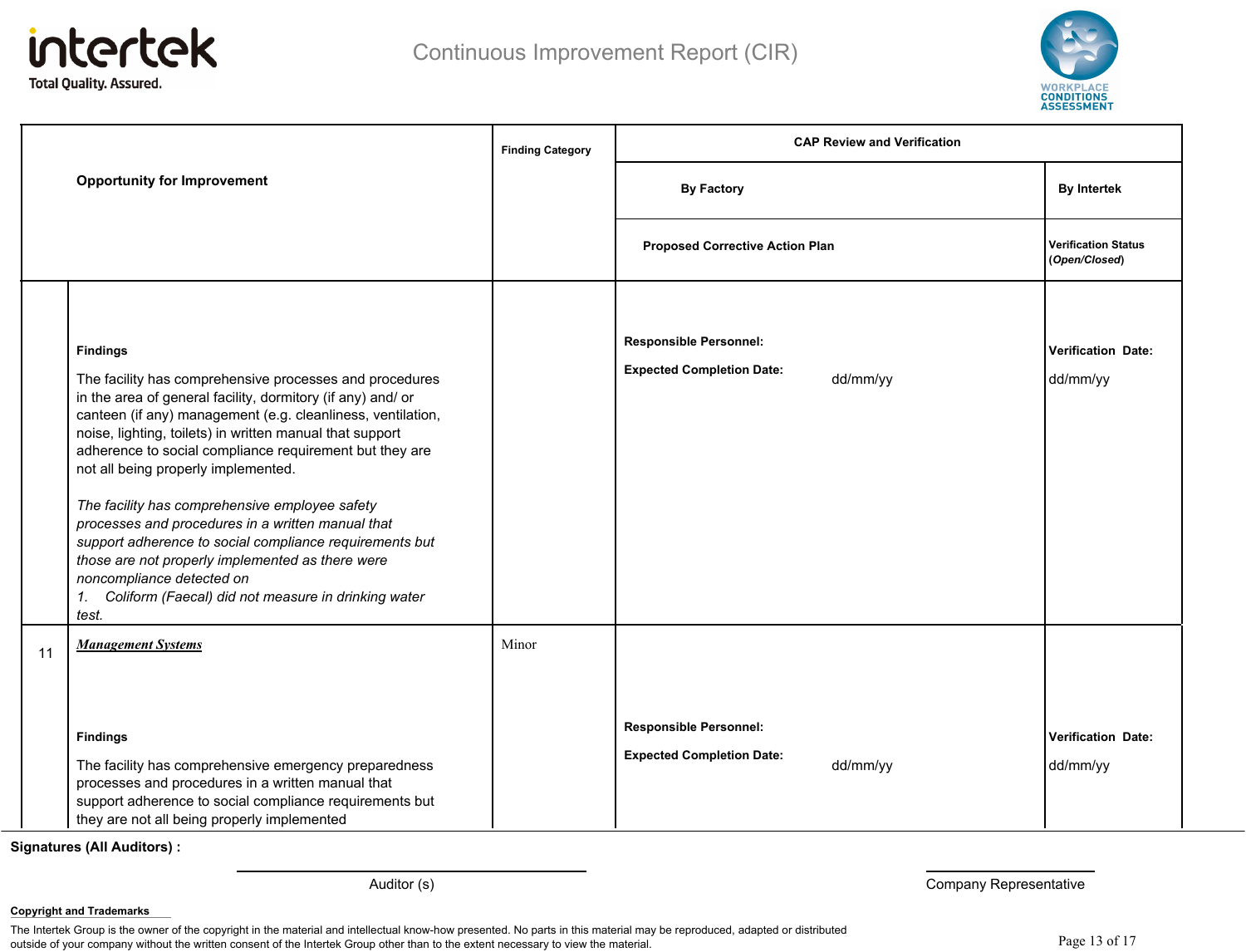Continuous Improvement Report (CIR)

| | Opportunity for Improvement | Finding Category | CAP Review and Verification | |
|---|---|---|---|---|
| | | | By Factory | By Intertek |
| | | | Proposed Corrective Action Plan | Verification Status (*Open/Closed*) |
| | **Findings**<br><br>The facility has comprehensive processes and procedures in the area of general facility, dormitory (if any) and/ or canteen (if any) management (e.g. cleanliness, ventilation, noise, lighting, toilets) in written manual that support adherence to social compliance requirement but they are not all being properly implemented.<br><br>*The facility has comprehensive employee safety processes and procedures in a written manual that support adherence to social compliance requirements but those are not properly implemented as there were noncompliance detected on*<br>*1. Coliform (Faecal) did not measure in drinking water test.* | | **Responsible Personnel:**<br><br>**Expected Completion Date:** dd/mm/yy | **Verification Date:**<br><br>dd/mm/yy |
| 11 | ***Management Systems***<br><br>**Findings**<br><br>The facility has comprehensive emergency preparedness processes and procedures in a written manual that support adherence to social compliance requirements but they are not all being properly implemented | Minor | **Responsible Personnel:**<br><br>**Expected Completion Date:** dd/mm/yy | **Verification Date:**<br><br>dd/mm/yy |

**Signatures (All Auditors) :**

Auditor (s) ______________________ Company Representative ______________________

**Copyright and Trademarks**

The Intertek Group is the owner of the copyright in the material and intellectual know-how presented. No parts in this material may be reproduced, adapted or distributed outside of your company without the written consent of the Intertek Group other than to the extent necessary to view the material.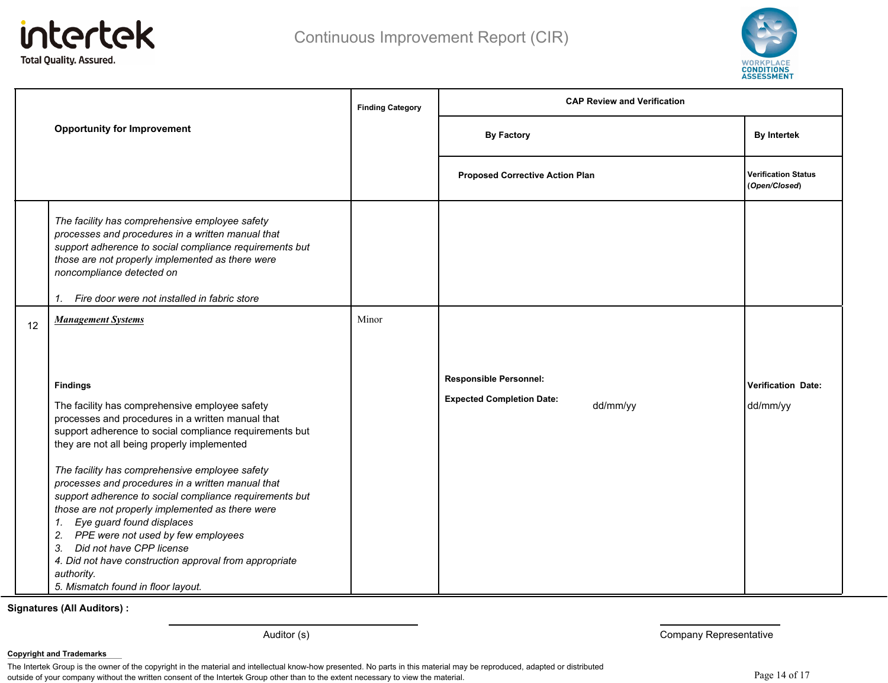# Continuous Improvement Report (CIR)

| | Opportunity for Improvement | Finding Category | CAP Review and Verification | |
|---|---|---|---|---|
| | | | By Factory | By Intertek |
| | | | Proposed Corrective Action Plan | Verification Status (*Open/Closed*) |
| | *The facility has comprehensive employee safety processes and procedures in a written manual that support adherence to social compliance requirements but those are not properly implemented as there were noncompliance detected on*<br><br>*1. Fire door were not installed in fabric store* | | | |
| 12 | ***Management Systems***<br><br>**Findings**<br><br>The facility has comprehensive employee safety processes and procedures in a written manual that support adherence to social compliance requirements but they are not all being properly implemented<br><br>*The facility has comprehensive employee safety processes and procedures in a written manual that support adherence to social compliance requirements but those are not properly implemented as there were*<br>*1. Eye guard found displaces*<br>*2. PPE were not used by few employees*<br>*3. Did not have CPP license*<br>*4. Did not have construction approval from appropriate authority.*<br>*5. Mismatch found in floor layout.* | Minor | **Responsible Personnel:**<br><br>**Expected Completion Date:** dd/mm/yy | **Verification Date:**<br><br>dd/mm/yy |

**Signatures (All Auditors) :**

Auditor (s) &nbsp;&nbsp;&nbsp;&nbsp;&nbsp;&nbsp;&nbsp;&nbsp; Company Representative

**Copyright and Trademarks**

The Intertek Group is the owner of the copyright in the material and intellectual know-how presented. No parts in this material may be reproduced, adapted or distributed outside of your company without the written consent of the Intertek Group other than to the extent necessary to view the material.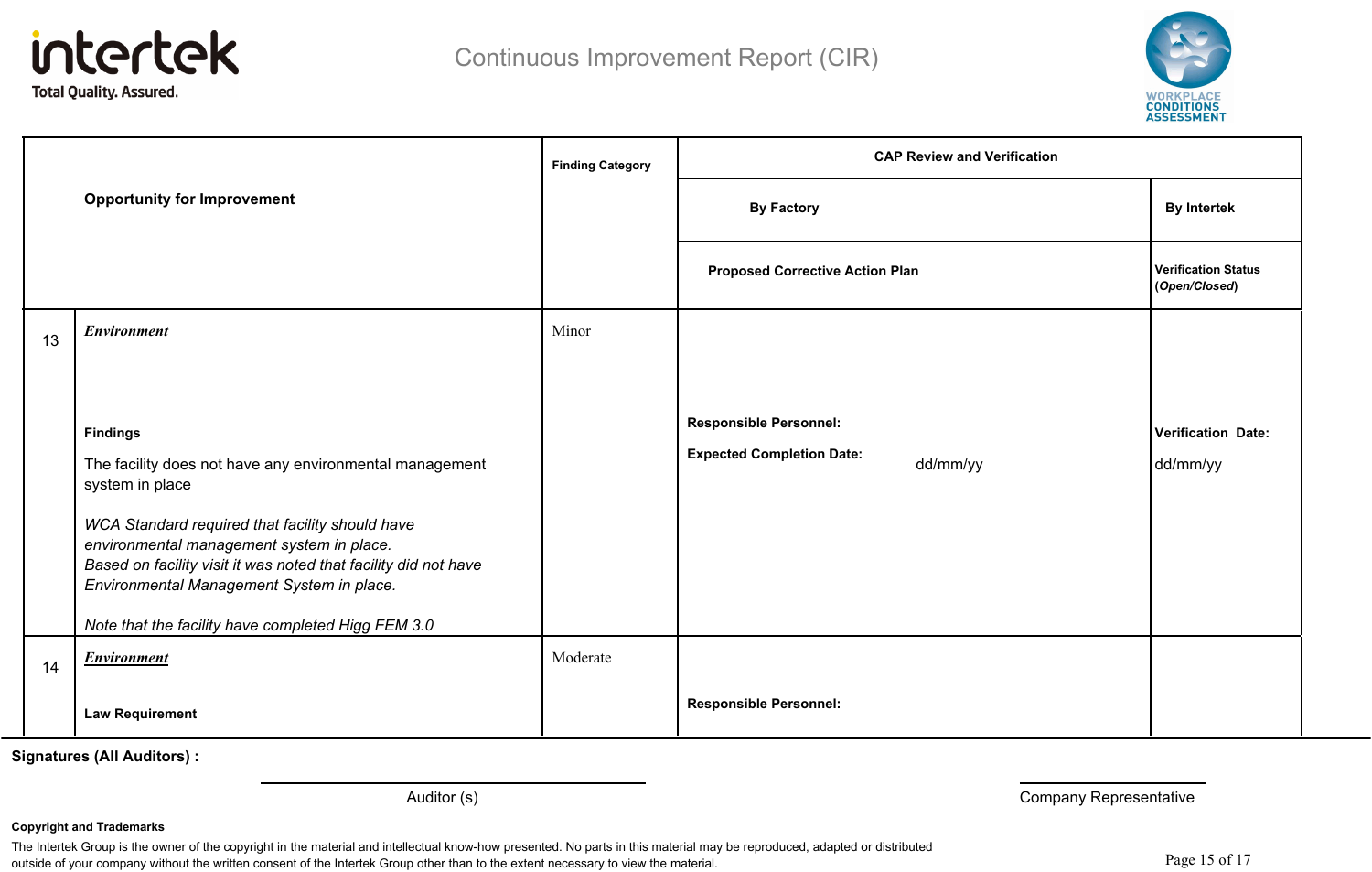# Continuous Improvement Report (CIR)

| | Opportunity for Improvement | Finding Category | CAP Review and Verification | |
|---|---|---|---|---|
| | | | By Factory | By Intertek |
| | | | Proposed Corrective Action Plan | Verification Status (*Open/Closed*) |
| 13 | ***Environment***<br><br>**Findings**<br><br>The facility does not have any environmental management system in place<br><br>*WCA Standard required that facility should have environmental management system in place.*<br>*Based on facility visit it was noted that facility did not have Environmental Management System in place.*<br><br>*Note that the facility have completed Higg FEM 3.0* | Minor | **Responsible Personnel:**<br><br>**Expected Completion Date:** dd/mm/yy | **Verification Date:**<br><br>dd/mm/yy |
| 14 | ***Environment***<br><br>**Law Requirement** | Moderate | **Responsible Personnel:** | |

**Signatures (All Auditors) :**

Auditor (s)

Company Representative

**Copyright and Trademarks**

The Intertek Group is the owner of the copyright in the material and intellectual know-how presented. No parts in this material may be reproduced, adapted or distributed outside of your company without the written consent of the Intertek Group other than to the extent necessary to view the material.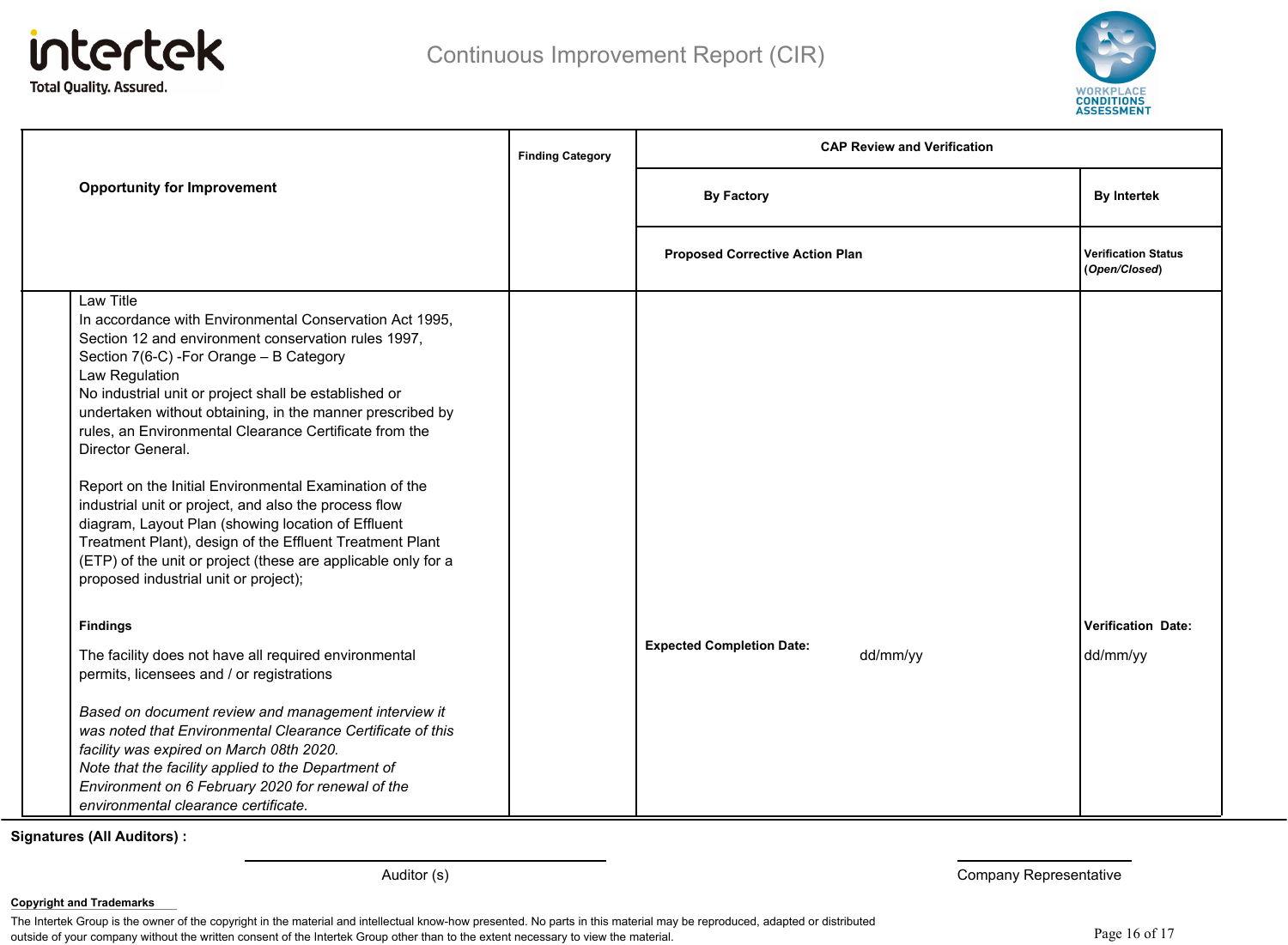# Continuous Improvement Report (CIR)

| Opportunity for Improvement | Finding Category | CAP Review and Verification | |
|---|---|---|---|
| | | By Factory | By Intertek |
| | | Proposed Corrective Action Plan | Verification Status (*Open/Closed*) |
| Law Title<br>In accordance with Environmental Conservation Act 1995, Section 12 and environment conservation rules 1997, Section 7(6-C) -For Orange – B Category<br>Law Regulation<br>No industrial unit or project shall be established or undertaken without obtaining, in the manner prescribed by rules, an Environmental Clearance Certificate from the Director General.<br><br>Report on the Initial Environmental Examination of the industrial unit or project, and also the process flow diagram, Layout Plan (showing location of Effluent Treatment Plant), design of the Effluent Treatment Plant (ETP) of the unit or project (these are applicable only for a proposed industrial unit or project);<br><br>**Findings**<br><br>The facility does not have all required environmental permits, licensees and / or registrations<br><br>*Based on document review and management interview it was noted that Environmental Clearance Certificate of this facility was expired on March 08th 2020.*<br>*Note that the facility applied to the Department of Environment on 6 February 2020 for renewal of the environmental clearance certificate.* | | **Expected Completion Date:** dd/mm/yy | **Verification Date:** dd/mm/yy |

**Signatures (All Auditors) :**

Auditor (s)

Company Representative

**Copyright and Trademarks**

The Intertek Group is the owner of the copyright in the material and intellectual know-how presented. No parts in this material may be reproduced, adapted or distributed outside of your company without the written consent of the Intertek Group other than to the extent necessary to view the material.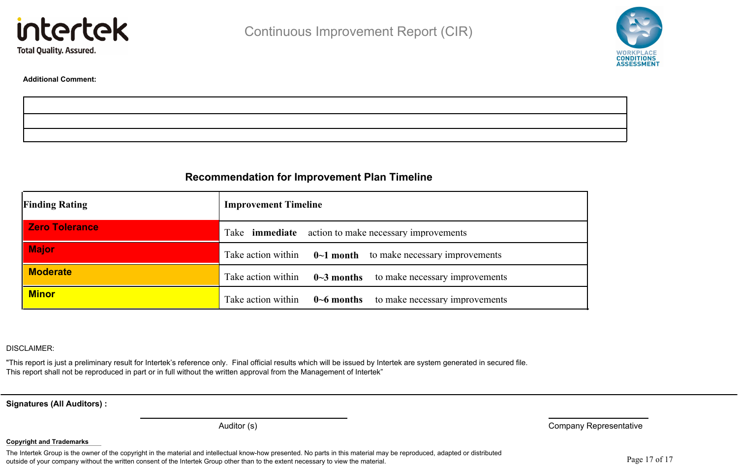**Additional Comment:**

| |
|---|
| |
| |
| |

## Recommendation for Improvement Plan Timeline

| Finding Rating | Improvement Timeline |
|---|---|
| **Zero Tolerance** | Take **immediate** action to make necessary improvements |
| **Major** | Take action within **0~1 month** to make necessary improvements |
| **Moderate** | Take action within **0~3 months** to make necessary improvements |
| **Minor** | Take action within **0~6 months** to make necessary improvements |

DISCLAIMER:

"This report is just a preliminary result for Intertek's reference only. Final official results which will be issued by Intertek are system generated in secured file.
This report shall not be reproduced in part or in full without the written approval from the Management of Intertek"

**Signatures (All Auditors) :**

Auditor (s)

Company Representative

**Copyright and Trademarks**

The Intertek Group is the owner of the copyright in the material and intellectual know-how presented. No parts in this material may be reproduced, adapted or distributed outside of your company without the written consent of the Intertek Group other than to the extent necessary to view the material.